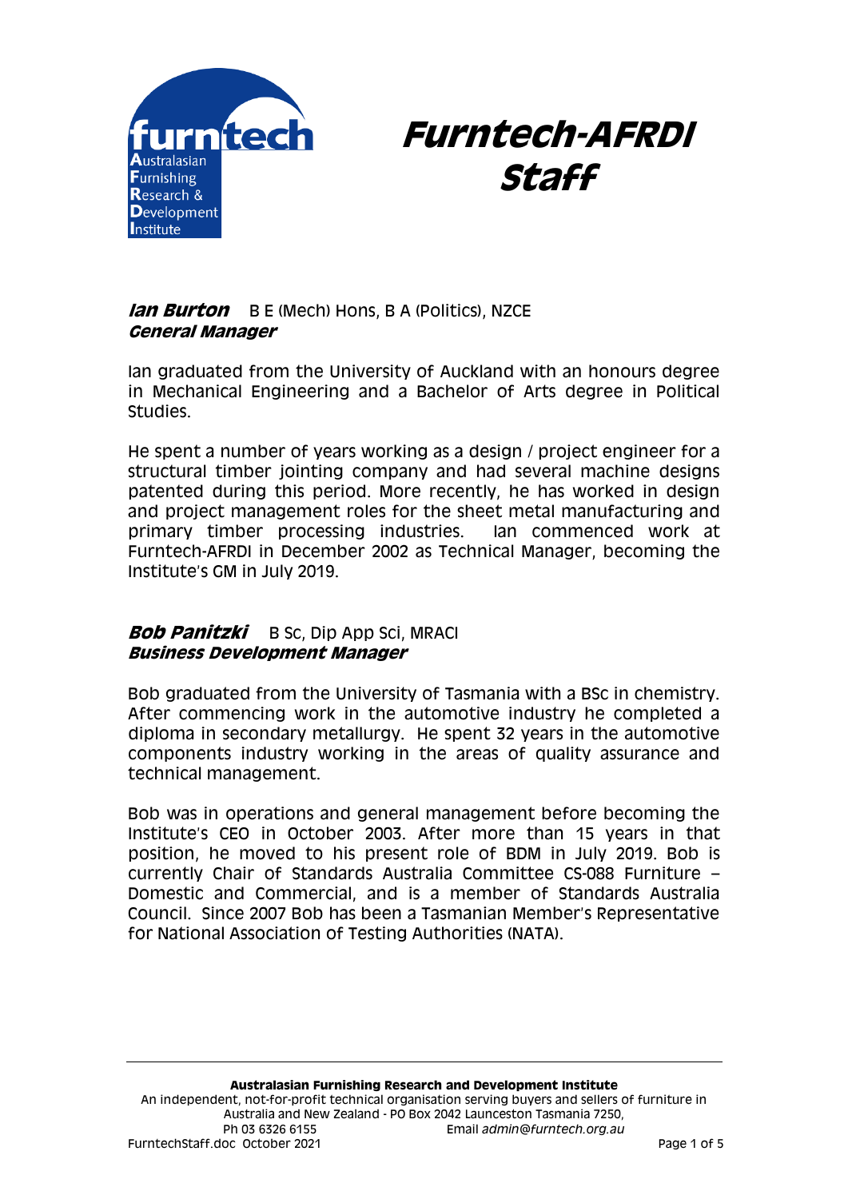# Furntech-AFRDI Staff

### ***Ian Burton*** B E (Mech) Hons, B A (Politics), NZCE
***General Manager***

Ian graduated from the University of Auckland with an honours degree in Mechanical Engineering and a Bachelor of Arts degree in Political Studies.

He spent a number of years working as a design / project engineer for a structural timber jointing company and had several machine designs patented during this period. More recently, he has worked in design and project management roles for the sheet metal manufacturing and primary timber processing industries. Ian commenced work at Furntech-AFRDI in December 2002 as Technical Manager, becoming the Institute's GM in July 2019.

### ***Bob Panitzki*** B Sc, Dip App Sci, MRACI
***Business Development Manager***

Bob graduated from the University of Tasmania with a BSc in chemistry. After commencing work in the automotive industry he completed a diploma in secondary metallurgy. He spent 32 years in the automotive components industry working in the areas of quality assurance and technical management.

Bob was in operations and general management before becoming the Institute's CEO in October 2003. After more than 15 years in that position, he moved to his present role of BDM in July 2019. Bob is currently Chair of Standards Australia Committee CS-088 Furniture – Domestic and Commercial, and is a member of Standards Australia Council. Since 2007 Bob has been a Tasmanian Member's Representative for National Association of Testing Authorities (NATA).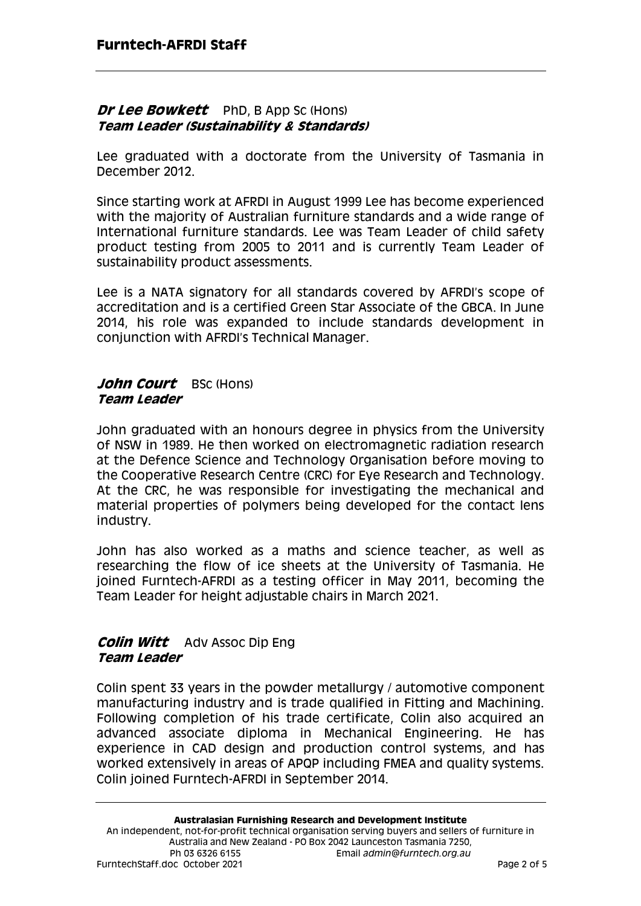## Dr Lee Bowkett   PhD, B App Sc (Hons)
**Team Leader (Sustainability & Standards)**

Lee graduated with a doctorate from the University of Tasmania in December 2012.

Since starting work at AFRDI in August 1999 Lee has become experienced with the majority of Australian furniture standards and a wide range of International furniture standards. Lee was Team Leader of child safety product testing from 2005 to 2011 and is currently Team Leader of sustainability product assessments.

Lee is a NATA signatory for all standards covered by AFRDI's scope of accreditation and is a certified Green Star Associate of the GBCA. In June 2014, his role was expanded to include standards development in conjunction with AFRDI's Technical Manager.

## John Court   BSc (Hons)
**Team Leader**

John graduated with an honours degree in physics from the University of NSW in 1989. He then worked on electromagnetic radiation research at the Defence Science and Technology Organisation before moving to the Cooperative Research Centre (CRC) for Eye Research and Technology. At the CRC, he was responsible for investigating the mechanical and material properties of polymers being developed for the contact lens industry.

John has also worked as a maths and science teacher, as well as researching the flow of ice sheets at the University of Tasmania. He joined Furntech-AFRDI as a testing officer in May 2011, becoming the Team Leader for height adjustable chairs in March 2021.

## Colin Witt   Adv Assoc Dip Eng
**Team Leader**

Colin spent 33 years in the powder metallurgy / automotive component manufacturing industry and is trade qualified in Fitting and Machining. Following completion of his trade certificate, Colin also acquired an advanced associate diploma in Mechanical Engineering. He has experience in CAD design and production control systems, and has worked extensively in areas of APQP including FMEA and quality systems. Colin joined Furntech-AFRDI in September 2014.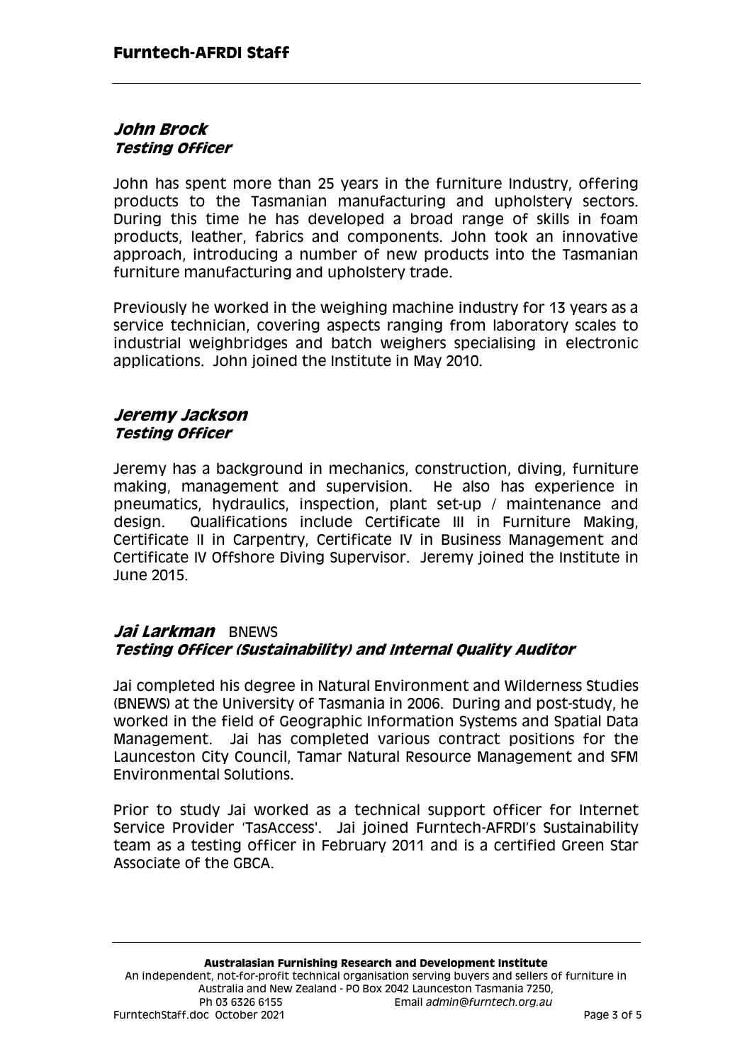## John Brock
**_Testing Officer_**

John has spent more than 25 years in the furniture Industry, offering products to the Tasmanian manufacturing and upholstery sectors. During this time he has developed a broad range of skills in foam products, leather, fabrics and components. John took an innovative approach, introducing a number of new products into the Tasmanian furniture manufacturing and upholstery trade.

Previously he worked in the weighing machine industry for 13 years as a service technician, covering aspects ranging from laboratory scales to industrial weighbridges and batch weighers specialising in electronic applications. John joined the Institute in May 2010.

## Jeremy Jackson
**_Testing Officer_**

Jeremy has a background in mechanics, construction, diving, furniture making, management and supervision. He also has experience in pneumatics, hydraulics, inspection, plant set-up / maintenance and design. Qualifications include Certificate III in Furniture Making, Certificate II in Carpentry, Certificate IV in Business Management and Certificate IV Offshore Diving Supervisor. Jeremy joined the Institute in June 2015.

## Jai Larkman BNEWS
**_Testing Officer (Sustainability) and Internal Quality Auditor_**

Jai completed his degree in Natural Environment and Wilderness Studies (BNEWS) at the University of Tasmania in 2006. During and post-study, he worked in the field of Geographic Information Systems and Spatial Data Management. Jai has completed various contract positions for the Launceston City Council, Tamar Natural Resource Management and SFM Environmental Solutions.

Prior to study Jai worked as a technical support officer for Internet Service Provider 'TasAccess'. Jai joined Furntech-AFRDI's Sustainability team as a testing officer in February 2011 and is a certified Green Star Associate of the GBCA.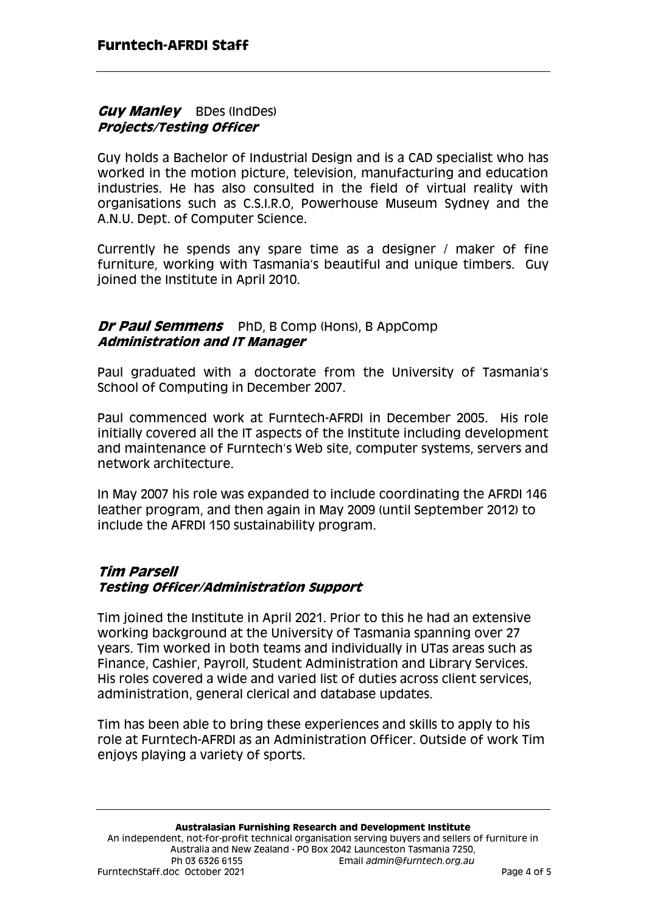## Guy Manley BDes (IndDes)

***Projects/Testing Officer***

Guy holds a Bachelor of Industrial Design and is a CAD specialist who has worked in the motion picture, television, manufacturing and education industries. He has also consulted in the field of virtual reality with organisations such as C.S.I.R.O, Powerhouse Museum Sydney and the A.N.U. Dept. of Computer Science.

Currently he spends any spare time as a designer / maker of fine furniture, working with Tasmania's beautiful and unique timbers. Guy joined the Institute in April 2010.

## Dr Paul Semmens PhD, B Comp (Hons), B AppComp

***Administration and IT Manager***

Paul graduated with a doctorate from the University of Tasmania's School of Computing in December 2007.

Paul commenced work at Furntech-AFRDI in December 2005. His role initially covered all the IT aspects of the Institute including development and maintenance of Furntech's Web site, computer systems, servers and network architecture.

In May 2007 his role was expanded to include coordinating the AFRDI 146 leather program, and then again in May 2009 (until September 2012) to include the AFRDI 150 sustainability program.

## Tim Parsell

***Testing Officer/Administration Support***

Tim joined the Institute in April 2021. Prior to this he had an extensive working background at the University of Tasmania spanning over 27 years. Tim worked in both teams and individually in UTas areas such as Finance, Cashier, Payroll, Student Administration and Library Services. His roles covered a wide and varied list of duties across client services, administration, general clerical and database updates.

Tim has been able to bring these experiences and skills to apply to his role at Furntech-AFRDI as an Administration Officer. Outside of work Tim enjoys playing a variety of sports.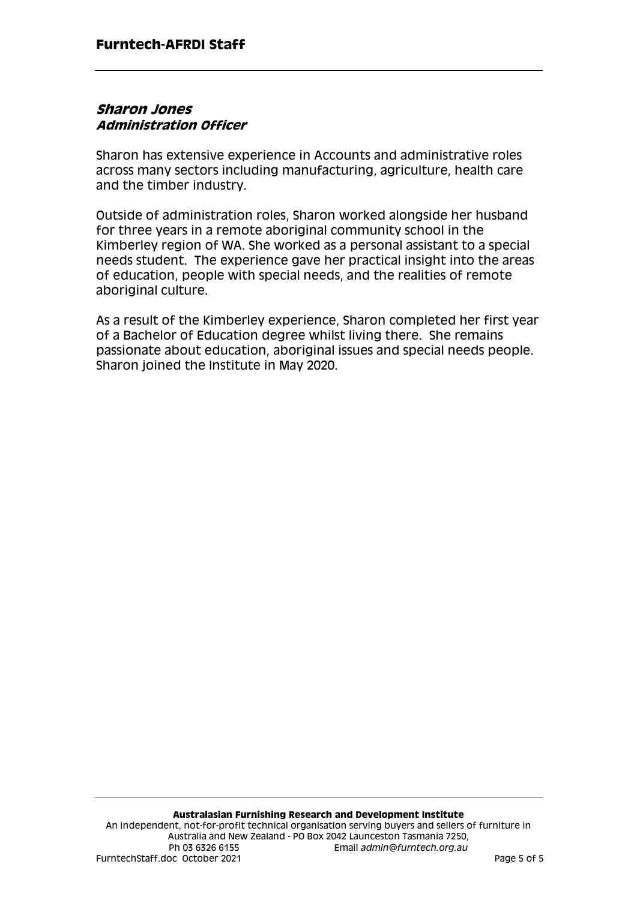## ***Sharon Jones***
## ***Administration Officer***

Sharon has extensive experience in Accounts and administrative roles across many sectors including manufacturing, agriculture, health care and the timber industry.

Outside of administration roles, Sharon worked alongside her husband for three years in a remote aboriginal community school in the Kimberley region of WA. She worked as a personal assistant to a special needs student. The experience gave her practical insight into the areas of education, people with special needs, and the realities of remote aboriginal culture.

As a result of the Kimberley experience, Sharon completed her first year of a Bachelor of Education degree whilst living there. She remains passionate about education, aboriginal issues and special needs people. Sharon joined the Institute in May 2020.